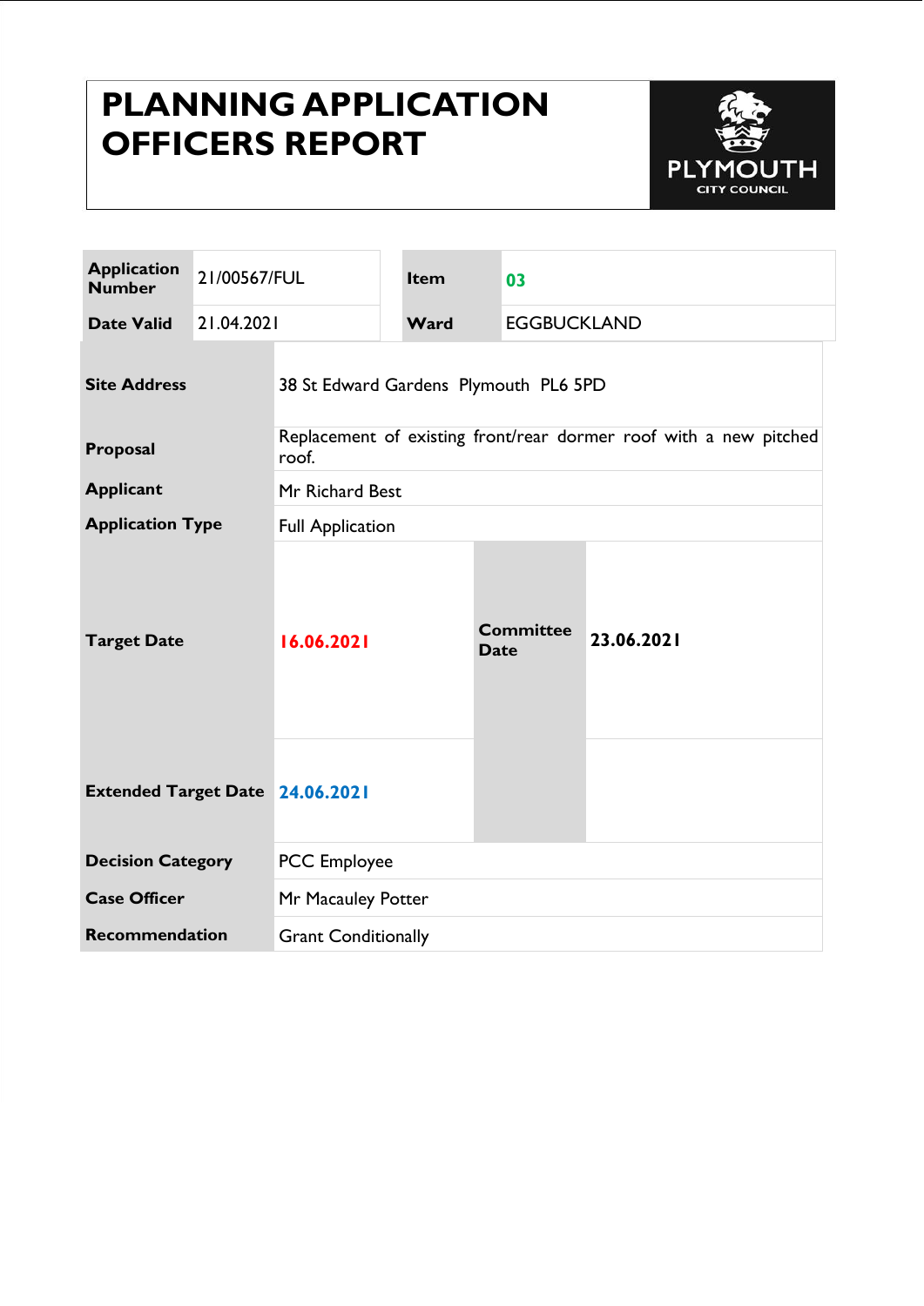# PLANNING APPLICATION OFFICERS REPORT

PLYMOUTH CITY COUNCIL

| Application Number | 21/00567/FUL | Item | 03 |
|---|---|---|---|
| Date Valid | 21.04.2021 | Ward | EGGBUCKLAND |

| Site Address | 38 St Edward Gardens Plymouth PL6 5PD | | |
|---|---|---|---|
| Proposal | Replacement of existing front/rear dormer roof with a new pitched roof. | | |
| Applicant | Mr Richard Best | | |
| Application Type | Full Application | | |
| Target Date | 16.06.2021 | Committee Date | 23.06.2021 |
| Extended Target Date | 24.06.2021 | | |
| Decision Category | PCC Employee | | |
| Case Officer | Mr Macauley Potter | | |
| Recommendation | Grant Conditionally | | |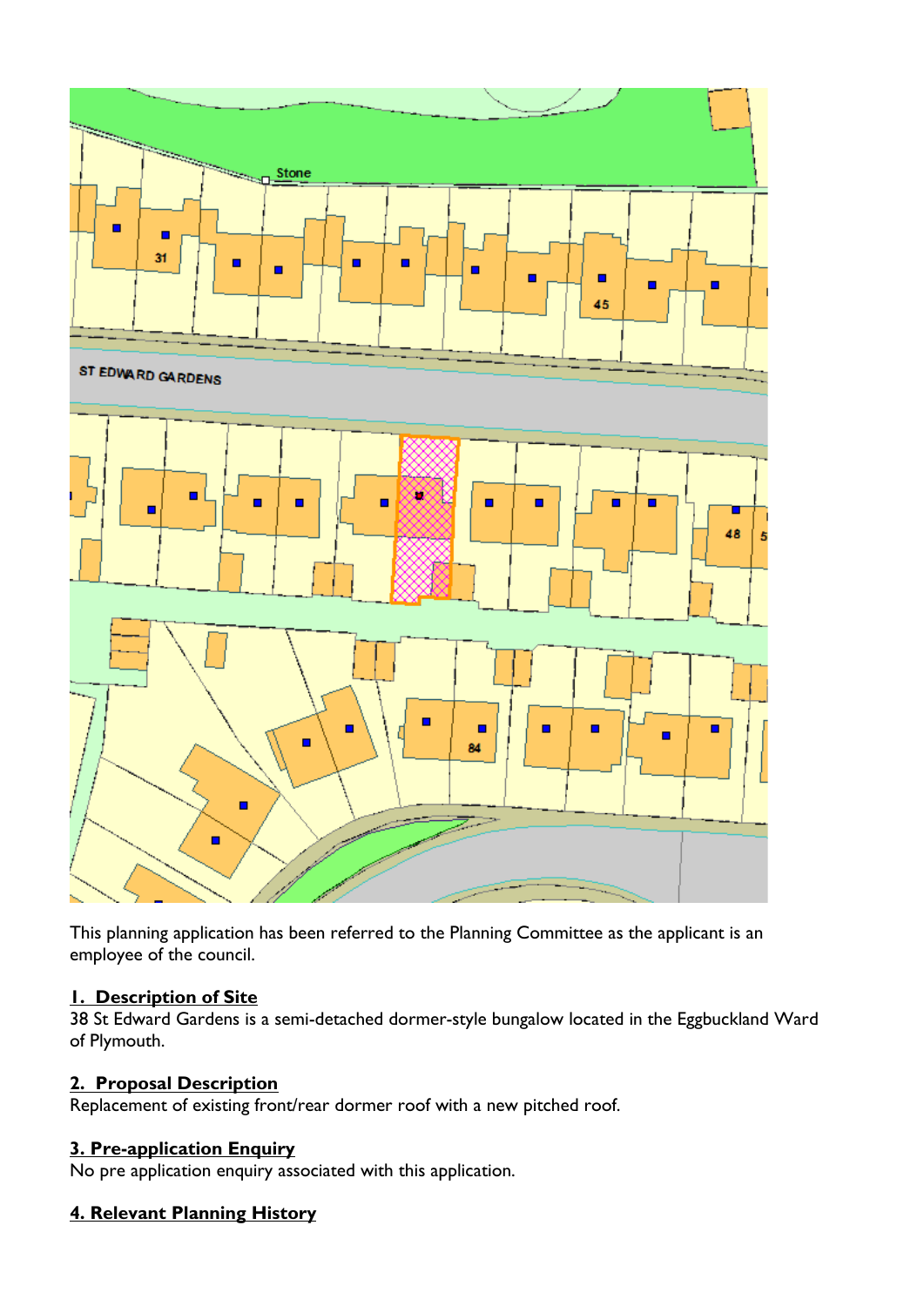This planning application has been referred to the Planning Committee as the applicant is an employee of the council.

## 1. Description of Site

38 St Edward Gardens is a semi-detached dormer-style bungalow located in the Eggbuckland Ward of Plymouth.

## 2. Proposal Description

Replacement of existing front/rear dormer roof with a new pitched roof.

## 3. Pre-application Enquiry

No pre application enquiry associated with this application.

## 4. Relevant Planning History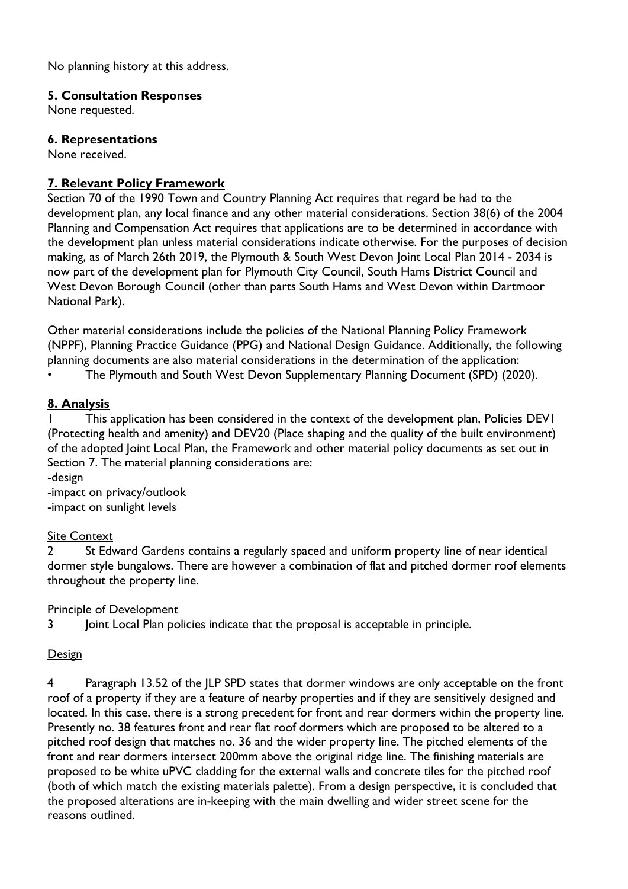No planning history at this address.

## 5. Consultation Responses

None requested.

## 6. Representations

None received.

## 7. Relevant Policy Framework

Section 70 of the 1990 Town and Country Planning Act requires that regard be had to the development plan, any local finance and any other material considerations. Section 38(6) of the 2004 Planning and Compensation Act requires that applications are to be determined in accordance with the development plan unless material considerations indicate otherwise. For the purposes of decision making, as of March 26th 2019, the Plymouth & South West Devon Joint Local Plan 2014 - 2034 is now part of the development plan for Plymouth City Council, South Hams District Council and West Devon Borough Council (other than parts South Hams and West Devon within Dartmoor National Park).

Other material considerations include the policies of the National Planning Policy Framework (NPPF), Planning Practice Guidance (PPG) and National Design Guidance. Additionally, the following planning documents are also material considerations in the determination of the application:

- The Plymouth and South West Devon Supplementary Planning Document (SPD) (2020).

## 8. Analysis

1 This application has been considered in the context of the development plan, Policies DEV1 (Protecting health and amenity) and DEV20 (Place shaping and the quality of the built environment) of the adopted Joint Local Plan, the Framework and other material policy documents as set out in Section 7. The material planning considerations are:

-design
-impact on privacy/outlook
-impact on sunlight levels

Site Context

2 St Edward Gardens contains a regularly spaced and uniform property line of near identical dormer style bungalows. There are however a combination of flat and pitched dormer roof elements throughout the property line.

Principle of Development

3 Joint Local Plan policies indicate that the proposal is acceptable in principle.

Design

4 Paragraph 13.52 of the JLP SPD states that dormer windows are only acceptable on the front roof of a property if they are a feature of nearby properties and if they are sensitively designed and located. In this case, there is a strong precedent for front and rear dormers within the property line. Presently no. 38 features front and rear flat roof dormers which are proposed to be altered to a pitched roof design that matches no. 36 and the wider property line. The pitched elements of the front and rear dormers intersect 200mm above the original ridge line. The finishing materials are proposed to be white uPVC cladding for the external walls and concrete tiles for the pitched roof (both of which match the existing materials palette). From a design perspective, it is concluded that the proposed alterations are in-keeping with the main dwelling and wider street scene for the reasons outlined.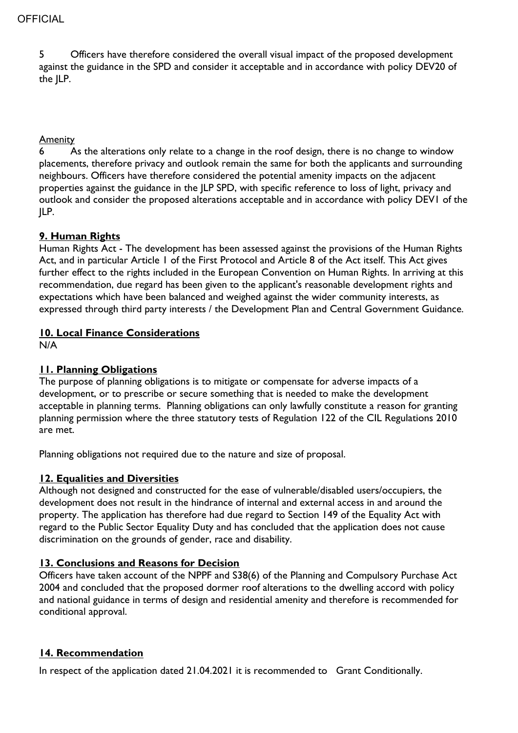5 Officers have therefore considered the overall visual impact of the proposed development against the guidance in the SPD and consider it acceptable and in accordance with policy DEV20 of the JLP.

Amenity

6 As the alterations only relate to a change in the roof design, there is no change to window placements, therefore privacy and outlook remain the same for both the applicants and surrounding neighbours. Officers have therefore considered the potential amenity impacts on the adjacent properties against the guidance in the JLP SPD, with specific reference to loss of light, privacy and outlook and consider the proposed alterations acceptable and in accordance with policy DEV1 of the JLP.

## 9. Human Rights

Human Rights Act - The development has been assessed against the provisions of the Human Rights Act, and in particular Article 1 of the First Protocol and Article 8 of the Act itself. This Act gives further effect to the rights included in the European Convention on Human Rights. In arriving at this recommendation, due regard has been given to the applicant's reasonable development rights and expectations which have been balanced and weighed against the wider community interests, as expressed through third party interests / the Development Plan and Central Government Guidance.

## 10. Local Finance Considerations

N/A

## 11. Planning Obligations

The purpose of planning obligations is to mitigate or compensate for adverse impacts of a development, or to prescribe or secure something that is needed to make the development acceptable in planning terms. Planning obligations can only lawfully constitute a reason for granting planning permission where the three statutory tests of Regulation 122 of the CIL Regulations 2010 are met.

Planning obligations not required due to the nature and size of proposal.

## 12. Equalities and Diversities

Although not designed and constructed for the ease of vulnerable/disabled users/occupiers, the development does not result in the hindrance of internal and external access in and around the property. The application has therefore had due regard to Section 149 of the Equality Act with regard to the Public Sector Equality Duty and has concluded that the application does not cause discrimination on the grounds of gender, race and disability.

## 13. Conclusions and Reasons for Decision

Officers have taken account of the NPPF and S38(6) of the Planning and Compulsory Purchase Act 2004 and concluded that the proposed dormer roof alterations to the dwelling accord with policy and national guidance in terms of design and residential amenity and therefore is recommended for conditional approval.

## 14. Recommendation

In respect of the application dated 21.04.2021 it is recommended to Grant Conditionally.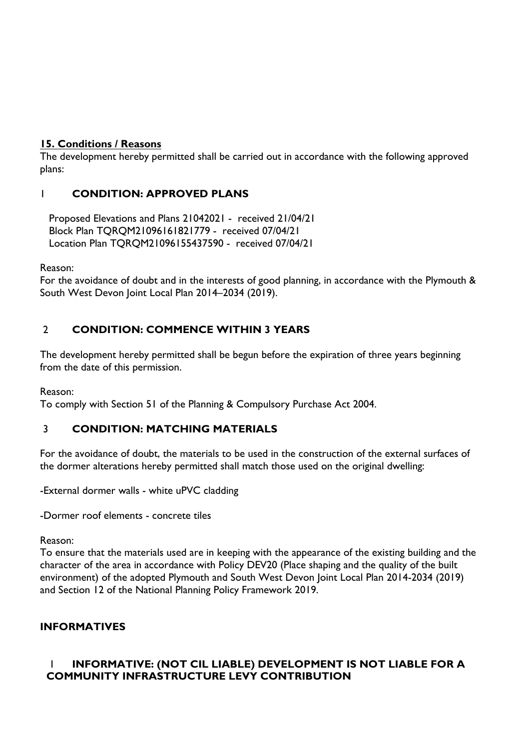## 15. Conditions / Reasons

The development hereby permitted shall be carried out in accordance with the following approved plans:

### 1 CONDITION: APPROVED PLANS

Proposed Elevations and Plans 21042021 - received 21/04/21
Block Plan TQRQM21096161821779 - received 07/04/21
Location Plan TQRQM21096155437590 - received 07/04/21

Reason:
For the avoidance of doubt and in the interests of good planning, in accordance with the Plymouth & South West Devon Joint Local Plan 2014–2034 (2019).

### 2 CONDITION: COMMENCE WITHIN 3 YEARS

The development hereby permitted shall be begun before the expiration of three years beginning from the date of this permission.

Reason:
To comply with Section 51 of the Planning & Compulsory Purchase Act 2004.

### 3 CONDITION: MATCHING MATERIALS

For the avoidance of doubt, the materials to be used in the construction of the external surfaces of the dormer alterations hereby permitted shall match those used on the original dwelling:

-External dormer walls - white uPVC cladding

-Dormer roof elements - concrete tiles

Reason:
To ensure that the materials used are in keeping with the appearance of the existing building and the character of the area in accordance with Policy DEV20 (Place shaping and the quality of the built environment) of the adopted Plymouth and South West Devon Joint Local Plan 2014-2034 (2019) and Section 12 of the National Planning Policy Framework 2019.

## INFORMATIVES

### 1 INFORMATIVE: (NOT CIL LIABLE) DEVELOPMENT IS NOT LIABLE FOR A COMMUNITY INFRASTRUCTURE LEVY CONTRIBUTION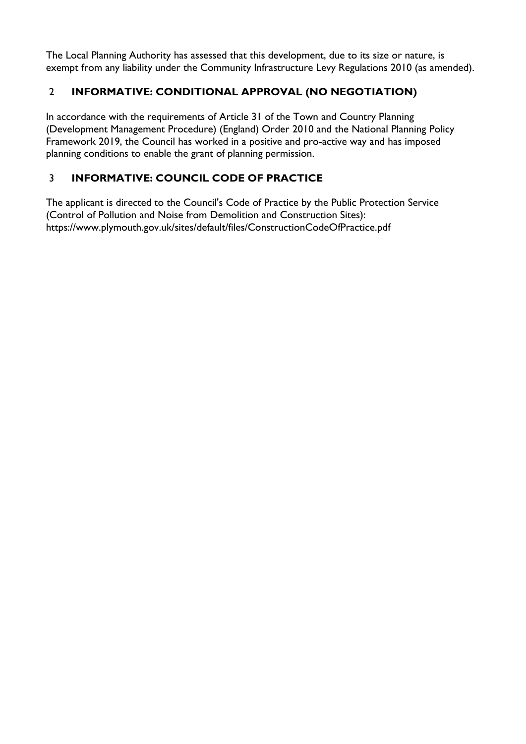The Local Planning Authority has assessed that this development, due to its size or nature, is exempt from any liability under the Community Infrastructure Levy Regulations 2010 (as amended).

## 2 INFORMATIVE: CONDITIONAL APPROVAL (NO NEGOTIATION)

In accordance with the requirements of Article 31 of the Town and Country Planning (Development Management Procedure) (England) Order 2010 and the National Planning Policy Framework 2019, the Council has worked in a positive and pro-active way and has imposed planning conditions to enable the grant of planning permission.

## 3 INFORMATIVE: COUNCIL CODE OF PRACTICE

The applicant is directed to the Council's Code of Practice by the Public Protection Service (Control of Pollution and Noise from Demolition and Construction Sites): https://www.plymouth.gov.uk/sites/default/files/ConstructionCodeOfPractice.pdf